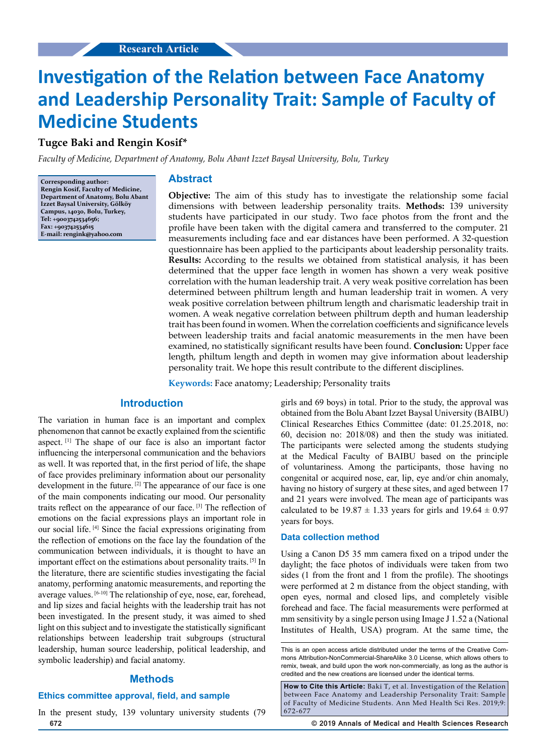Research Article

# Investigation of the Relation between Face Anatomy and Leadership Personality Trait: Sample of Faculty of Medicine Students

**Tugce Baki and Rengin Kosif***

*Faculty of Medicine, Department of Anatomy, Bolu Abant Izzet Baysal University, Bolu, Turkey*

**Corresponding author: Rengin Kosif, Faculty of Medicine, Department of Anatomy, Bolu Abant Izzet Baysal University, Gölköy Campus, 14030, Bolu, Turkey, Tel: +9003742534656; Fax: +903742534615 E-mail: renginkk@yahoo.com**

## Abstract

**Objective:** The aim of this study has to investigate the relationship some facial dimensions with between leadership personality traits. **Methods:** 139 university students have participated in our study. Two face photos from the front and the profile have been taken with the digital camera and transferred to the computer. 21 measurements including face and ear distances have been performed. A 32-question questionnaire has been applied to the participants about leadership personality traits. **Results:** According to the results we obtained from statistical analysis, it has been determined that the upper face length in women has shown a very weak positive correlation with the human leadership trait. A very weak positive correlation has been determined between philtrum length and human leadership trait in women. A very weak positive correlation between philtrum length and charismatic leadership trait in women. A weak negative correlation between philtrum depth and human leadership trait has been found in women. When the correlation coefficients and significance levels between leadership traits and facial anatomic measurements in the men have been examined, no statistically significant results have been found. **Conclusion:** Upper face length, philtum length and depth in women may give information about leadership personality trait. We hope this result contribute to the different disciplines.

**Keywords:** Face anatomy; Leadership; Personality traits

## Introduction

The variation in human face is an important and complex phenomenon that cannot be exactly explained from the scientific aspect. [1] The shape of our face is also an important factor influencing the interpersonal communication and the behaviors as well. It was reported that, in the first period of life, the shape of face provides preliminary information about our personality development in the future. [2] The appearance of our face is one of the main components indicating our mood. Our personality traits reflect on the appearance of our face. [3] The reflection of emotions on the facial expressions plays an important role in our social life. [4] Since the facial expressions originating from the reflection of emotions on the face lay the foundation of the communication between individuals, it is thought to have an important effect on the estimations about personality traits. [5] In the literature, there are scientific studies investigating the facial anatomy, performing anatomic measurements, and reporting the average values. [6-10] The relationship of eye, nose, ear, forehead, and lip sizes and facial heights with the leadership trait has not been investigated. In the present study, it was aimed to shed light on this subject and to investigate the statistically significant relationships between leadership trait subgroups (structural leadership, human source leadership, political leadership, and symbolic leadership) and facial anatomy.

## Methods

### Ethics committee approval, field, and sample

In the present study, 139 voluntary university students (79 girls and 69 boys) in total. Prior to the study, the approval was obtained from the Bolu Abant Izzet Baysal University (BAIBU) Clinical Researches Ethics Committee (date: 01.25.2018, no: 60, decision no: 2018/08) and then the study was initiated. The participants were selected among the students studying at the Medical Faculty of BAIBU based on the principle of voluntariness. Among the participants, those having no congenital or acquired nose, ear, lip, eye and/or chin anomaly, having no history of surgery at these sites, and aged between 17 and 21 years were involved. The mean age of participants was calculated to be 19.87 ± 1.33 years for girls and 19.64 ± 0.97 years for boys.

### Data collection method

Using a Canon D5 35 mm camera fixed on a tripod under the daylight; the face photos of individuals were taken from two sides (1 from the front and 1 from the profile). The shootings were performed at 2 m distance from the object standing, with open eyes, normal and closed lips, and completely visible forehead and face. The facial measurements were performed at mm sensitivity by a single person using Image J 1.52 a (National Institutes of Health, USA) program. At the same time, the

This is an open access article distributed under the terms of the Creative Commons Attribution-NonCommercial-ShareAlike 3.0 License, which allows others to remix, tweak, and build upon the work non-commercially, as long as the author is credited and the new creations are licensed under the identical terms.

**How to Cite this Article:** Baki T, et al. Investigation of the Relation between Face Anatomy and Leadership Personality Trait: Sample of Faculty of Medicine Students. Ann Med Health Sci Res. 2019;9: 672-677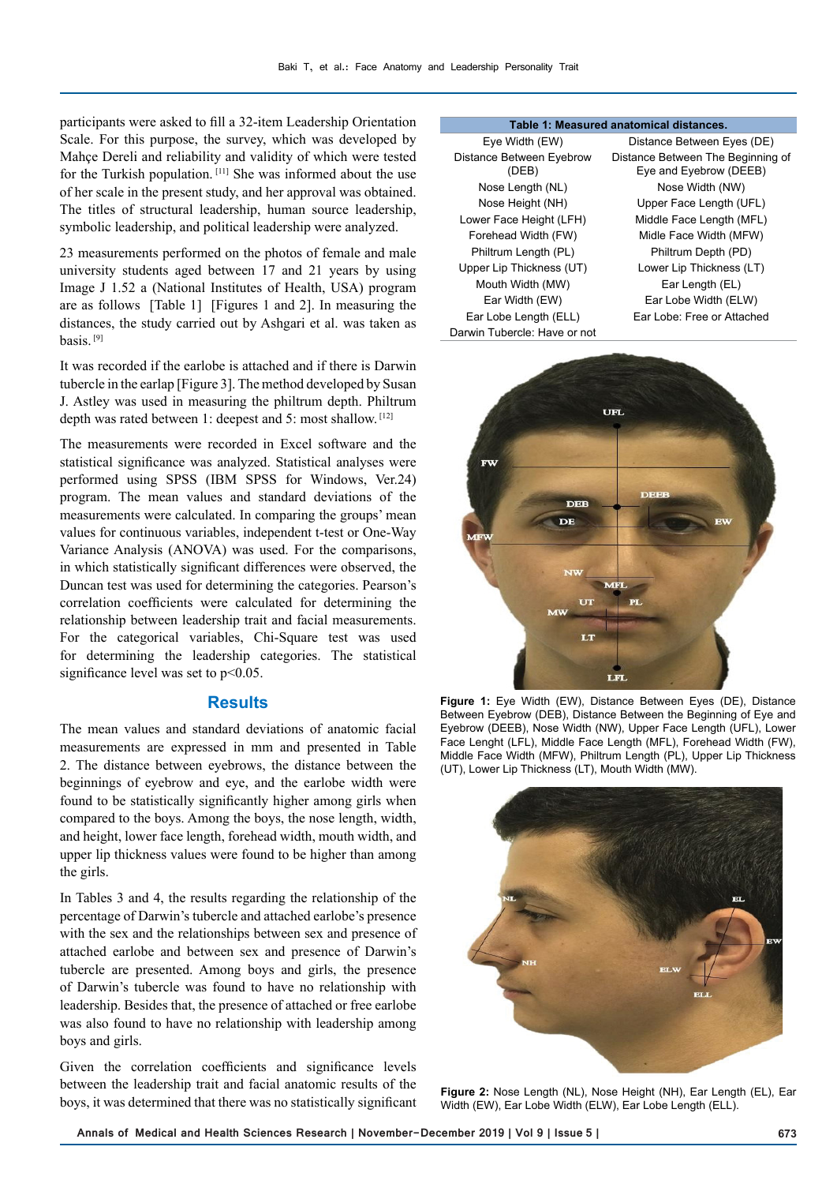participants were asked to fill a 32-item Leadership Orientation Scale. For this purpose, the survey, which was developed by Mahçe Dereli and reliability and validity of which were tested for the Turkish population. [11] She was informed about the use of her scale in the present study, and her approval was obtained. The titles of structural leadership, human source leadership, symbolic leadership, and political leadership were analyzed.

23 measurements performed on the photos of female and male university students aged between 17 and 21 years by using Image J 1.52 a (National Institutes of Health, USA) program are as follows [Table 1] [Figures 1 and 2]. In measuring the distances, the study carried out by Ashgari et al. was taken as basis. [9]

It was recorded if the earlobe is attached and if there is Darwin tubercle in the earlap [Figure 3]. The method developed by Susan J. Astley was used in measuring the philtrum depth. Philtrum depth was rated between 1: deepest and 5: most shallow. [12]

The measurements were recorded in Excel software and the statistical significance was analyzed. Statistical analyses were performed using SPSS (IBM SPSS for Windows, Ver.24) program. The mean values and standard deviations of the measurements were calculated. In comparing the groups' mean values for continuous variables, independent t-test or One-Way Variance Analysis (ANOVA) was used. For the comparisons, in which statistically significant differences were observed, the Duncan test was used for determining the categories. Pearson's correlation coefficients were calculated for determining the relationship between leadership trait and facial measurements. For the categorical variables, Chi-Square test was used for determining the leadership categories. The statistical significance level was set to $p<0.05$.

## Results

The mean values and standard deviations of anatomic facial measurements are expressed in mm and presented in Table 2. The distance between eyebrows, the distance between the beginnings of eyebrow and eye, and the earlobe width were found to be statistically significantly higher among girls when compared to the boys. Among the boys, the nose length, width, and height, lower face length, forehead width, mouth width, and upper lip thickness values were found to be higher than among the girls.

In Tables 3 and 4, the results regarding the relationship of the percentage of Darwin's tubercle and attached earlobe's presence with the sex and the relationships between sex and presence of attached earlobe and between sex and presence of Darwin's tubercle are presented. Among boys and girls, the presence of Darwin's tubercle was found to have no relationship with leadership. Besides that, the presence of attached or free earlobe was also found to have no relationship with leadership among boys and girls.

Given the correlation coefficients and significance levels between the leadership trait and facial anatomic results of the boys, it was determined that there was no statistically significant

**Table 1: Measured anatomical distances.**

| | |
|---|---|
| Eye Width (EW) | Distance Between Eyes (DE) |
| Distance Between Eyebrow (DEB) | Distance Between The Beginning of Eye and Eyebrow (DEEB) |
| Nose Length (NL) | Nose Width (NW) |
| Nose Height (NH) | Upper Face Length (UFL) |
| Lower Face Height (LFH) | Middle Face Length (MFL) |
| Forehead Width (FW) | Midle Face Width (MFW) |
| Philtrum Length (PL) | Philtrum Depth (PD) |
| Upper Lip Thickness (UT) | Lower Lip Thickness (LT) |
| Mouth Width (MW) | Ear Length (EL) |
| Ear Width (EW) | Ear Lobe Width (ELW) |
| Ear Lobe Length (ELL) | Ear Lobe: Free or Attached |
| Darwin Tubercle: Have or not | |

**Figure 1:** Eye Width (EW), Distance Between Eyes (DE), Distance Between Eyebrow (DEB), Distance Between the Beginning of Eye and Eyebrow (DEEB), Nose Width (NW), Upper Face Length (UFL), Lower Face Lenght (LFL), Middle Face Length (MFL), Forehead Width (FW), Middle Face Width (MFW), Philtrum Length (PL), Upper Lip Thickness (UT), Lower Lip Thickness (LT), Mouth Width (MW).

**Figure 2:** Nose Length (NL), Nose Height (NH), Ear Length (EL), Ear Width (EW), Ear Lobe Width (ELW), Ear Lobe Length (ELL).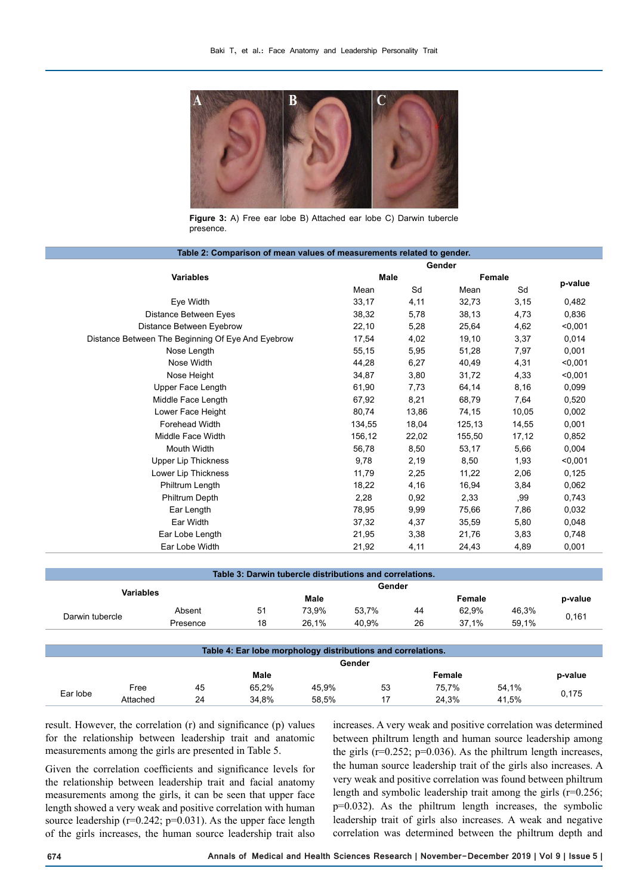**Figure 3:** A) Free ear lobe B) Attached ear lobe C) Darwin tubercle presence.

**Table 2: Comparison of mean values of measurements related to gender.**

| Variables | Gender | | | | p-value |
|---|---|---|---|---|---|
| | Male | | Female | | |
| | Mean | Sd | Mean | Sd | |
| Eye Width | 33,17 | 4,11 | 32,73 | 3,15 | 0,482 |
| Distance Between Eyes | 38,32 | 5,78 | 38,13 | 4,73 | 0,836 |
| Distance Between Eyebrow | 22,10 | 5,28 | 25,64 | 4,62 | <0,001 |
| Distance Between The Beginning Of Eye And Eyebrow | 17,54 | 4,02 | 19,10 | 3,37 | 0,014 |
| Nose Length | 55,15 | 5,95 | 51,28 | 7,97 | 0,001 |
| Nose Width | 44,28 | 6,27 | 40,49 | 4,31 | <0,001 |
| Nose Height | 34,87 | 3,80 | 31,72 | 4,33 | <0,001 |
| Upper Face Length | 61,90 | 7,73 | 64,14 | 8,16 | 0,099 |
| Middle Face Length | 67,92 | 8,21 | 68,79 | 7,64 | 0,520 |
| Lower Face Height | 80,74 | 13,86 | 74,15 | 10,05 | 0,002 |
| Forehead Width | 134,55 | 18,04 | 125,13 | 14,55 | 0,001 |
| Middle Face Width | 156,12 | 22,02 | 155,50 | 17,12 | 0,852 |
| Mouth Width | 56,78 | 8,50 | 53,17 | 5,66 | 0,004 |
| Upper Lip Thickness | 9,78 | 2,19 | 8,50 | 1,93 | <0,001 |
| Lower Lip Thickness | 11,79 | 2,25 | 11,22 | 2,06 | 0,125 |
| Philtrum Length | 18,22 | 4,16 | 16,94 | 3,84 | 0,062 |
| Philtrum Depth | 2,28 | 0,92 | 2,33 | ,99 | 0,743 |
| Ear Length | 78,95 | 9,99 | 75,66 | 7,86 | 0,032 |
| Ear Width | 37,32 | 4,37 | 35,59 | 5,80 | 0,048 |
| Ear Lobe Length | 21,95 | 3,38 | 21,76 | 3,83 | 0,748 |
| Ear Lobe Width | 21,92 | 4,11 | 24,43 | 4,89 | 0,001 |

**Table 3: Darwin tubercle distributions and correlations.**

| Variables | | Gender | | | | | | p-value |
|---|---|---|---|---|---|---|---|---|
| | | | Male | | | Female | | |
| Darwin tubercle | Absent | 51 | 73,9% | 53,7% | 44 | 62,9% | 46,3% | 0,161 |
| | Presence | 18 | 26,1% | 40,9% | 26 | 37,1% | 59,1% | |

**Table 4: Ear lobe morphology distributions and correlations.**

| | | Gender | | | | | | p-value |
|---|---|---|---|---|---|---|---|---|
| | | | Male | | | Female | | |
| Ear lobe | Free | 45 | 65,2% | 45,9% | 53 | 75,7% | 54,1% | 0,175 |
| | Attached | 24 | 34,8% | 58,5% | 17 | 24,3% | 41,5% | |

result. However, the correlation (r) and significance (p) values for the relationship between leadership trait and anatomic measurements among the girls are presented in Table 5.

Given the correlation coefficients and significance levels for the relationship between leadership trait and facial anatomy measurements among the girls, it can be seen that upper face length showed a very weak and positive correlation with human source leadership (r=0.242; p=0.031). As the upper face length of the girls increases, the human source leadership trait also increases. A very weak and positive correlation was determined between philtrum length and human source leadership among the girls (r=0.252; p=0.036). As the philtrum length increases, the human source leadership trait of the girls also increases. A very weak and positive correlation was found between philtrum length and symbolic leadership trait among the girls (r=0.256; p=0.032). As the philtrum length increases, the symbolic leadership trait of girls also increases. A weak and negative correlation was determined between the philtrum depth and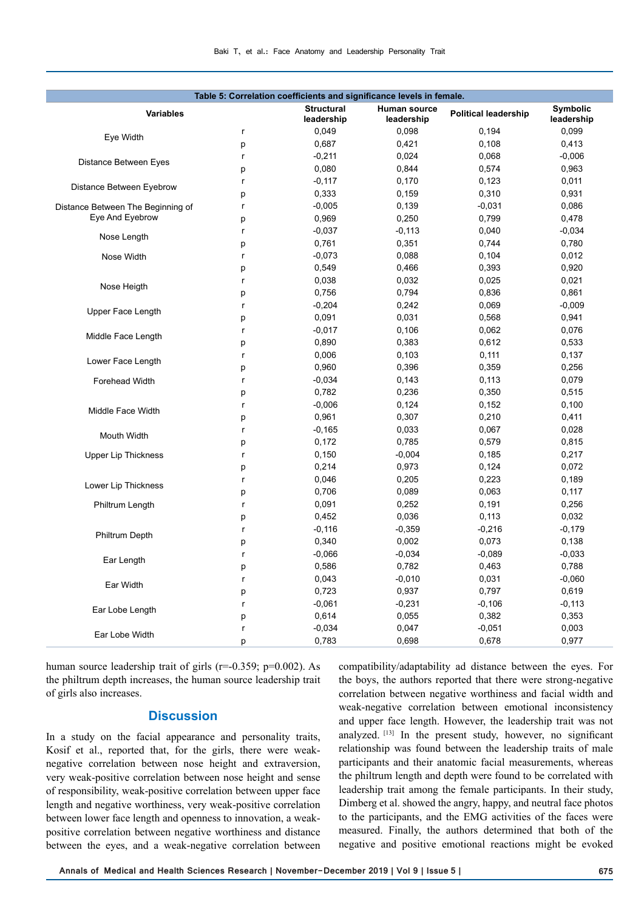**Table 5: Correlation coefficients and significance levels in female.**

| Variables | | Structural leadership | Human source leadership | Political leadership | Symbolic leadership |
|---|---|---|---|---|---|
| Eye Width | r | 0,049 | 0,098 | 0,194 | 0,099 |
| | p | 0,687 | 0,421 | 0,108 | 0,413 |
| Distance Between Eyes | r | -0,211 | 0,024 | 0,068 | -0,006 |
| | p | 0,080 | 0,844 | 0,574 | 0,963 |
| Distance Between Eyebrow | r | -0,117 | 0,170 | 0,123 | 0,011 |
| | p | 0,333 | 0,159 | 0,310 | 0,931 |
| Distance Between The Beginning of Eye And Eyebrow | r | -0,005 | 0,139 | -0,031 | 0,086 |
| | p | 0,969 | 0,250 | 0,799 | 0,478 |
| Nose Length | r | -0,037 | -0,113 | 0,040 | -0,034 |
| | p | 0,761 | 0,351 | 0,744 | 0,780 |
| Nose Width | r | -0,073 | 0,088 | 0,104 | 0,012 |
| | p | 0,549 | 0,466 | 0,393 | 0,920 |
| Nose Heigth | r | 0,038 | 0,032 | 0,025 | 0,021 |
| | p | 0,756 | 0,794 | 0,836 | 0,861 |
| Upper Face Length | r | -0,204 | 0,242 | 0,069 | -0,009 |
| | p | 0,091 | 0,031 | 0,568 | 0,941 |
| Middle Face Length | r | -0,017 | 0,106 | 0,062 | 0,076 |
| | p | 0,890 | 0,383 | 0,612 | 0,533 |
| Lower Face Length | r | 0,006 | 0,103 | 0,111 | 0,137 |
| | p | 0,960 | 0,396 | 0,359 | 0,256 |
| Forehead Width | r | -0,034 | 0,143 | 0,113 | 0,079 |
| | p | 0,782 | 0,236 | 0,350 | 0,515 |
| Middle Face Width | r | -0,006 | 0,124 | 0,152 | 0,100 |
| | p | 0,961 | 0,307 | 0,210 | 0,411 |
| Mouth Width | r | -0,165 | 0,033 | 0,067 | 0,028 |
| | p | 0,172 | 0,785 | 0,579 | 0,815 |
| Upper Lip Thickness | r | 0,150 | -0,004 | 0,185 | 0,217 |
| | p | 0,214 | 0,973 | 0,124 | 0,072 |
| Lower Lip Thickness | r | 0,046 | 0,205 | 0,223 | 0,189 |
| | p | 0,706 | 0,089 | 0,063 | 0,117 |
| Philtrum Length | r | 0,091 | 0,252 | 0,191 | 0,256 |
| | p | 0,452 | 0,036 | 0,113 | 0,032 |
| Philtrum Depth | r | -0,116 | -0,359 | -0,216 | -0,179 |
| | p | 0,340 | 0,002 | 0,073 | 0,138 |
| Ear Length | r | -0,066 | -0,034 | -0,089 | -0,033 |
| | p | 0,586 | 0,782 | 0,463 | 0,788 |
| Ear Width | r | 0,043 | -0,010 | 0,031 | -0,060 |
| | p | 0,723 | 0,937 | 0,797 | 0,619 |
| Ear Lobe Length | r | -0,061 | -0,231 | -0,106 | -0,113 |
| | p | 0,614 | 0,055 | 0,382 | 0,353 |
| Ear Lobe Width | r | -0,034 | 0,047 | -0,051 | 0,003 |
| | p | 0,783 | 0,698 | 0,678 | 0,977 |

human source leadership trait of girls (r=-0.359; p=0.002). As the philtrum depth increases, the human source leadership trait of girls also increases.

## Discussion

In a study on the facial appearance and personality traits, Kosif et al., reported that, for the girls, there were weak-negative correlation between nose height and extraversion, very weak-positive correlation between nose height and sense of responsibility, weak-positive correlation between upper face length and negative worthiness, very weak-positive correlation between lower face length and openness to innovation, a weak-positive correlation between negative worthiness and distance between the eyes, and a weak-negative correlation between compatibility/adaptability ad distance between the eyes. For the boys, the authors reported that there were strong-negative correlation between negative worthiness and facial width and weak-negative correlation between emotional inconsistency and upper face length. However, the leadership trait was not analyzed. [13] In the present study, however, no significant relationship was found between the leadership traits of male participants and their anatomic facial measurements, whereas the philtrum length and depth were found to be correlated with leadership trait among the female participants. In their study, Dimberg et al. showed the angry, happy, and neutral face photos to the participants, and the EMG activities of the faces were measured. Finally, the authors determined that both of the negative and positive emotional reactions might be evoked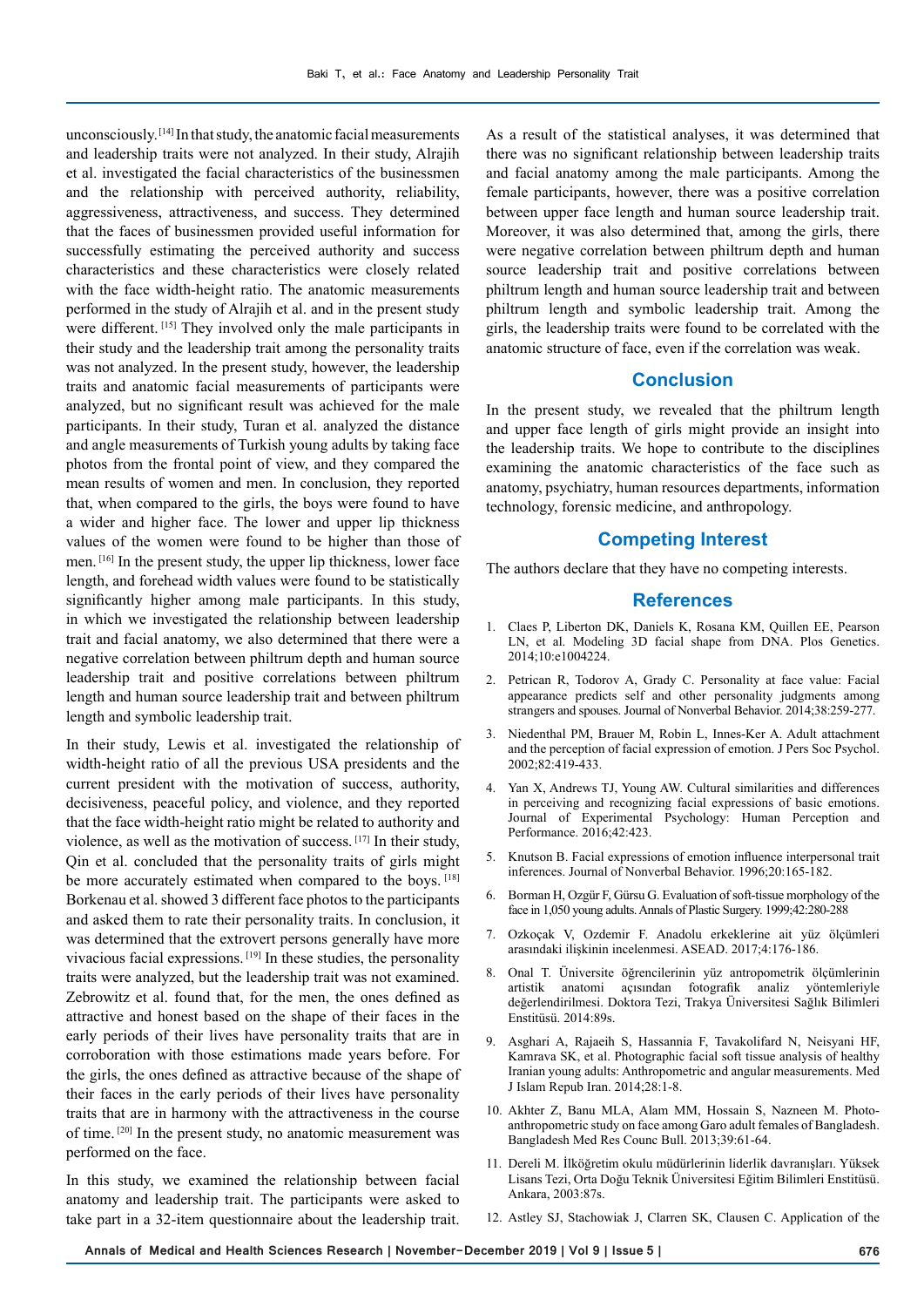unconsciously.[14] In that study, the anatomic facial measurements and leadership traits were not analyzed. In their study, Alrajih et al. investigated the facial characteristics of the businessmen and the relationship with perceived authority, reliability, aggressiveness, attractiveness, and success. They determined that the faces of businessmen provided useful information for successfully estimating the perceived authority and success characteristics and these characteristics were closely related with the face width-height ratio. The anatomic measurements performed in the study of Alrajih et al. and in the present study were different.[15] They involved only the male participants in their study and the leadership trait among the personality traits was not analyzed. In the present study, however, the leadership traits and anatomic facial measurements of participants were analyzed, but no significant result was achieved for the male participants. In their study, Turan et al. analyzed the distance and angle measurements of Turkish young adults by taking face photos from the frontal point of view, and they compared the mean results of women and men. In conclusion, they reported that, when compared to the girls, the boys were found to have a wider and higher face. The lower and upper lip thickness values of the women were found to be higher than those of men.[16] In the present study, the upper lip thickness, lower face length, and forehead width values were found to be statistically significantly higher among male participants. In this study, in which we investigated the relationship between leadership trait and facial anatomy, we also determined that there were a negative correlation between philtrum depth and human source leadership trait and positive correlations between philtrum length and human source leadership trait and between philtrum length and symbolic leadership trait.

In their study, Lewis et al. investigated the relationship of width-height ratio of all the previous USA presidents and the current president with the motivation of success, authority, decisiveness, peaceful policy, and violence, and they reported that the face width-height ratio might be related to authority and violence, as well as the motivation of success.[17] In their study, Qin et al. concluded that the personality traits of girls might be more accurately estimated when compared to the boys.[18] Borkenau et al. showed 3 different face photos to the participants and asked them to rate their personality traits. In conclusion, it was determined that the extrovert persons generally have more vivacious facial expressions.[19] In these studies, the personality traits were analyzed, but the leadership trait was not examined. Zebrowitz et al. found that, for the men, the ones defined as attractive and honest based on the shape of their faces in the early periods of their lives have personality traits that are in corroboration with those estimations made years before. For the girls, the ones defined as attractive because of the shape of their faces in the early periods of their lives have personality traits that are in harmony with the attractiveness in the course of time.[20] In the present study, no anatomic measurement was performed on the face.

In this study, we examined the relationship between facial anatomy and leadership trait. The participants were asked to take part in a 32-item questionnaire about the leadership trait. As a result of the statistical analyses, it was determined that there was no significant relationship between leadership traits and facial anatomy among the male participants. Among the female participants, however, there was a positive correlation between upper face length and human source leadership trait. Moreover, it was also determined that, among the girls, there were negative correlation between philtrum depth and human source leadership trait and positive correlations between philtrum length and human source leadership trait and between philtrum length and symbolic leadership trait. Among the girls, the leadership traits were found to be correlated with the anatomic structure of face, even if the correlation was weak.

## Conclusion

In the present study, we revealed that the philtrum length and upper face length of girls might provide an insight into the leadership traits. We hope to contribute to the disciplines examining the anatomic characteristics of the face such as anatomy, psychiatry, human resources departments, information technology, forensic medicine, and anthropology.

## Competing Interest

The authors declare that they have no competing interests.

## References

1. Claes P, Liberton DK, Daniels K, Rosana KM, Quillen EE, Pearson LN, et al. Modeling 3D facial shape from DNA. Plos Genetics. 2014;10:e1004224.
2. Petrican R, Todorov A, Grady C. Personality at face value: Facial appearance predicts self and other personality judgments among strangers and spouses. Journal of Nonverbal Behavior. 2014;38:259-277.
3. Niedenthal PM, Brauer M, Robin L, Innes-Ker A. Adult attachment and the perception of facial expression of emotion. J Pers Soc Psychol. 2002;82:419-433.
4. Yan X, Andrews TJ, Young AW. Cultural similarities and differences in perceiving and recognizing facial expressions of basic emotions. Journal of Experimental Psychology: Human Perception and Performance. 2016;42:423.
5. Knutson B. Facial expressions of emotion influence interpersonal trait inferences. Journal of Nonverbal Behavior. 1996;20:165-182.
6. Borman H, Ozgür F, Gürsu G. Evaluation of soft-tissue morphology of the face in 1,050 young adults. Annals of Plastic Surgery. 1999;42:280-288
7. Ozkoçak V, Ozdemir F. Anadolu erkeklerine ait yüz ölçümleri arasındaki ilişkinin incelenmesi. ASEAD. 2017;4:176-186.
8. Onal T. Üniversite öğrencilerinin yüz antropometrik ölçümlerinin artistik anatomi açısından fotografik analiz yöntemleriyle değerlendirilmesi. Doktora Tezi, Trakya Üniversitesi Sağlık Bilimleri Enstitüsü. 2014:89s.
9. Asghari A, Rajaeih S, Hassannia F, Tavakolifard N, Neisyani HF, Kamrava SK, et al. Photographic facial soft tissue analysis of healthy Iranian young adults: Anthropometric and angular measurements. Med J Islam Repub Iran. 2014;28:1-8.
10. Akhter Z, Banu MLA, Alam MM, Hossain S, Nazneen M. Photo-anthropometric study on face among Garo adult females of Bangladesh. Bangladesh Med Res Counc Bull. 2013;39:61-64.
11. Dereli M. İlköğretim okulu müdürlerinin liderlik davranışları. Yüksek Lisans Tezi, Orta Doğu Teknik Üniversitesi Eğitim Bilimleri Enstitüsü. Ankara, 2003:87s.
12. Astley SJ, Stachowiak J, Clarren SK, Clausen C. Application of the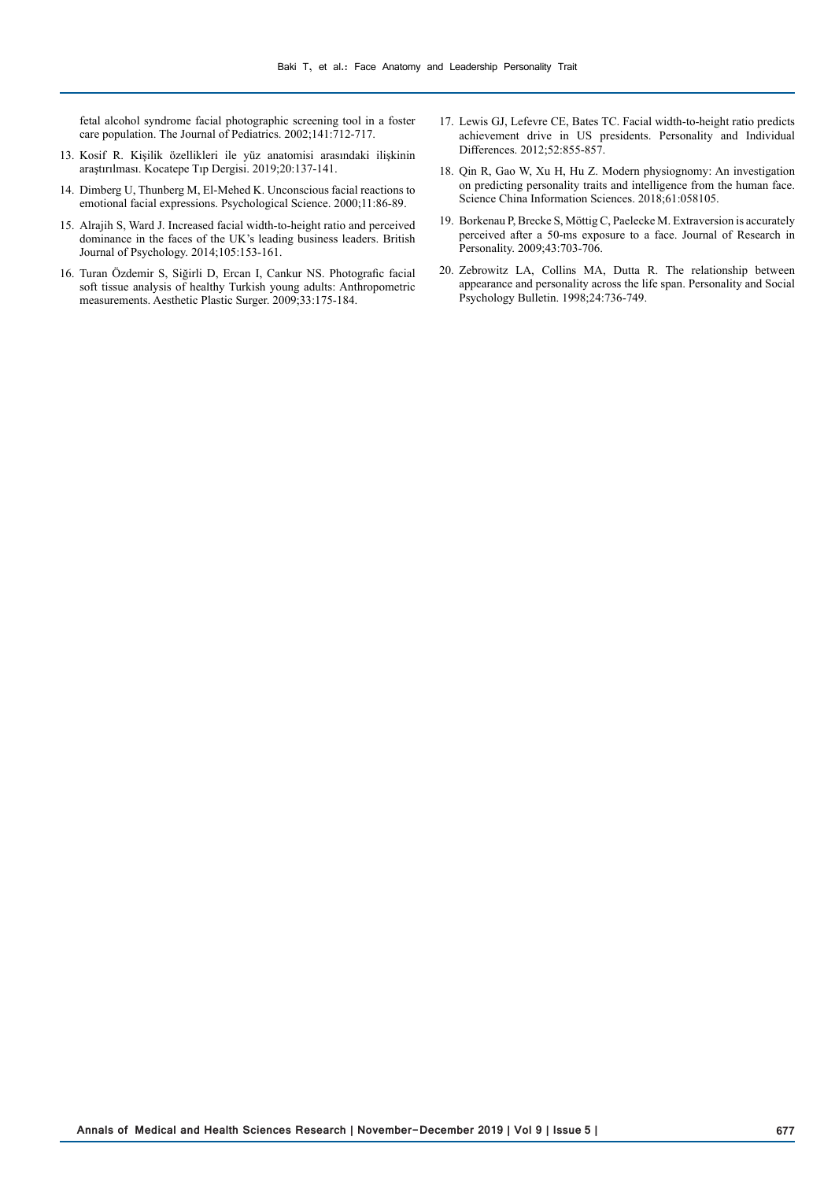fetal alcohol syndrome facial photographic screening tool in a foster care population. The Journal of Pediatrics. 2002;141:712-717.

13. Kosif R. Kişilik özellikleri ile yüz anatomisi arasındaki ilişkinin araştırılması. Kocatepe Tıp Dergisi. 2019;20:137-141.
14. Dimberg U, Thunberg M, El-Mehed K. Unconscious facial reactions to emotional facial expressions. Psychological Science. 2000;11:86-89.
15. Alrajih S, Ward J. Increased facial width-to-height ratio and perceived dominance in the faces of the UK's leading business leaders. British Journal of Psychology. 2014;105:153-161.
16. Turan Özdemir S, Siğirli D, Ercan I, Cankur NS. Photografic facial soft tissue analysis of healthy Turkish young adults: Anthropometric measurements. Aesthetic Plastic Surger. 2009;33:175-184.
17. Lewis GJ, Lefevre CE, Bates TC. Facial width-to-height ratio predicts achievement drive in US presidents. Personality and Individual Differences. 2012;52:855-857.
18. Qin R, Gao W, Xu H, Hu Z. Modern physiognomy: An investigation on predicting personality traits and intelligence from the human face. Science China Information Sciences. 2018;61:058105.
19. Borkenau P, Brecke S, Möttig C, Paelecke M. Extraversion is accurately perceived after a 50-ms exposure to a face. Journal of Research in Personality. 2009;43:703-706.
20. Zebrowitz LA, Collins MA, Dutta R. The relationship between appearance and personality across the life span. Personality and Social Psychology Bulletin. 1998;24:736-749.